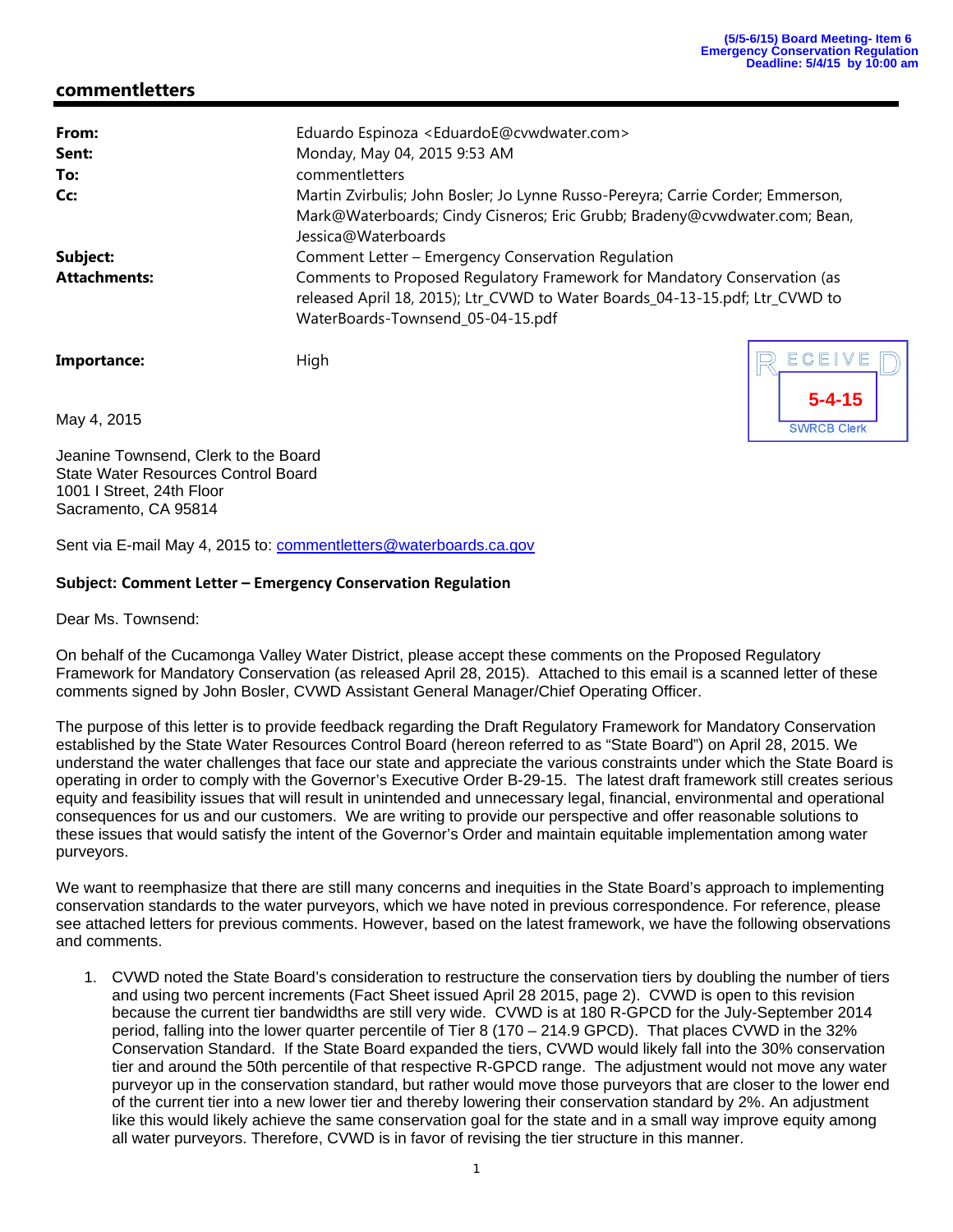(5/5-6/15) Board Meeting- Item 6
Emergency Conservation Regulation
Deadline: 5/4/15 by 10:00 am

## commentletters

| | |
|---|---|
| **From:** | Eduardo Espinoza <EduardoE@cvwdwater.com> |
| **Sent:** | Monday, May 04, 2015 9:53 AM |
| **To:** | commentletters |
| **Cc:** | Martin Zvirbulis; John Bosler; Jo Lynne Russo-Pereyra; Carrie Corder; Emmerson, Mark@Waterboards; Cindy Cisneros; Eric Grubb; Bradeny@cvwdwater.com; Bean, Jessica@Waterboards |
| **Subject:** | Comment Letter – Emergency Conservation Regulation |
| **Attachments:** | Comments to Proposed Regulatory Framework for Mandatory Conservation (as released April 18, 2015); Ltr_CVWD to Water Boards_04-13-15.pdf; Ltr_CVWD to WaterBoards-Townsend_05-04-15.pdf |
| **Importance:** | High |

RECEIVED
5-4-15
SWRCB Clerk

May 4, 2015

Jeanine Townsend, Clerk to the Board
State Water Resources Control Board
1001 I Street, 24th Floor
Sacramento, CA 95814

Sent via E-mail May 4, 2015 to: commentletters@waterboards.ca.gov

**Subject: Comment Letter – Emergency Conservation Regulation**

Dear Ms. Townsend:

On behalf of the Cucamonga Valley Water District, please accept these comments on the Proposed Regulatory Framework for Mandatory Conservation (as released April 28, 2015). Attached to this email is a scanned letter of these comments signed by John Bosler, CVWD Assistant General Manager/Chief Operating Officer.

The purpose of this letter is to provide feedback regarding the Draft Regulatory Framework for Mandatory Conservation established by the State Water Resources Control Board (hereon referred to as "State Board") on April 28, 2015. We understand the water challenges that face our state and appreciate the various constraints under which the State Board is operating in order to comply with the Governor's Executive Order B-29-15. The latest draft framework still creates serious equity and feasibility issues that will result in unintended and unnecessary legal, financial, environmental and operational consequences for us and our customers. We are writing to provide our perspective and offer reasonable solutions to these issues that would satisfy the intent of the Governor's Order and maintain equitable implementation among water purveyors.

We want to reemphasize that there are still many concerns and inequities in the State Board's approach to implementing conservation standards to the water purveyors, which we have noted in previous correspondence. For reference, please see attached letters for previous comments. However, based on the latest framework, we have the following observations and comments.

1. CVWD noted the State Board's consideration to restructure the conservation tiers by doubling the number of tiers and using two percent increments (Fact Sheet issued April 28 2015, page 2). CVWD is open to this revision because the current tier bandwidths are still very wide. CVWD is at 180 R-GPCD for the July-September 2014 period, falling into the lower quarter percentile of Tier 8 (170 – 214.9 GPCD). That places CVWD in the 32% Conservation Standard. If the State Board expanded the tiers, CVWD would likely fall into the 30% conservation tier and around the 50th percentile of that respective R-GPCD range. The adjustment would not move any water purveyor up in the conservation standard, but rather would move those purveyors that are closer to the lower end of the current tier into a new lower tier and thereby lowering their conservation standard by 2%. An adjustment like this would likely achieve the same conservation goal for the state and in a small way improve equity among all water purveyors. Therefore, CVWD is in favor of revising the tier structure in this manner.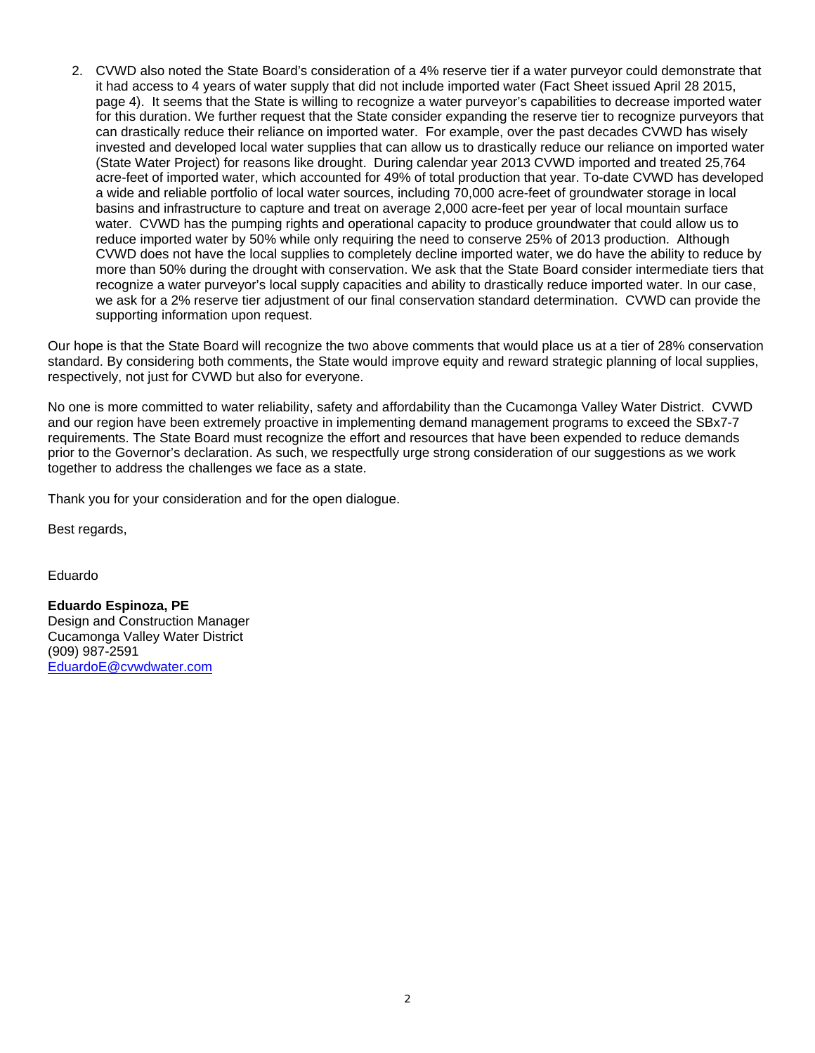2. CVWD also noted the State Board's consideration of a 4% reserve tier if a water purveyor could demonstrate that it had access to 4 years of water supply that did not include imported water (Fact Sheet issued April 28 2015, page 4). It seems that the State is willing to recognize a water purveyor's capabilities to decrease imported water for this duration. We further request that the State consider expanding the reserve tier to recognize purveyors that can drastically reduce their reliance on imported water. For example, over the past decades CVWD has wisely invested and developed local water supplies that can allow us to drastically reduce our reliance on imported water (State Water Project) for reasons like drought. During calendar year 2013 CVWD imported and treated 25,764 acre-feet of imported water, which accounted for 49% of total production that year. To-date CVWD has developed a wide and reliable portfolio of local water sources, including 70,000 acre-feet of groundwater storage in local basins and infrastructure to capture and treat on average 2,000 acre-feet per year of local mountain surface water. CVWD has the pumping rights and operational capacity to produce groundwater that could allow us to reduce imported water by 50% while only requiring the need to conserve 25% of 2013 production. Although CVWD does not have the local supplies to completely decline imported water, we do have the ability to reduce by more than 50% during the drought with conservation. We ask that the State Board consider intermediate tiers that recognize a water purveyor's local supply capacities and ability to drastically reduce imported water. In our case, we ask for a 2% reserve tier adjustment of our final conservation standard determination. CVWD can provide the supporting information upon request.

Our hope is that the State Board will recognize the two above comments that would place us at a tier of 28% conservation standard. By considering both comments, the State would improve equity and reward strategic planning of local supplies, respectively, not just for CVWD but also for everyone.

No one is more committed to water reliability, safety and affordability than the Cucamonga Valley Water District. CVWD and our region have been extremely proactive in implementing demand management programs to exceed the SBx7-7 requirements. The State Board must recognize the effort and resources that have been expended to reduce demands prior to the Governor's declaration. As such, we respectfully urge strong consideration of our suggestions as we work together to address the challenges we face as a state.

Thank you for your consideration and for the open dialogue.

Best regards,

Eduardo

**Eduardo Espinoza, PE**
Design and Construction Manager
Cucamonga Valley Water District
(909) 987-2591
EduardoE@cvwdwater.com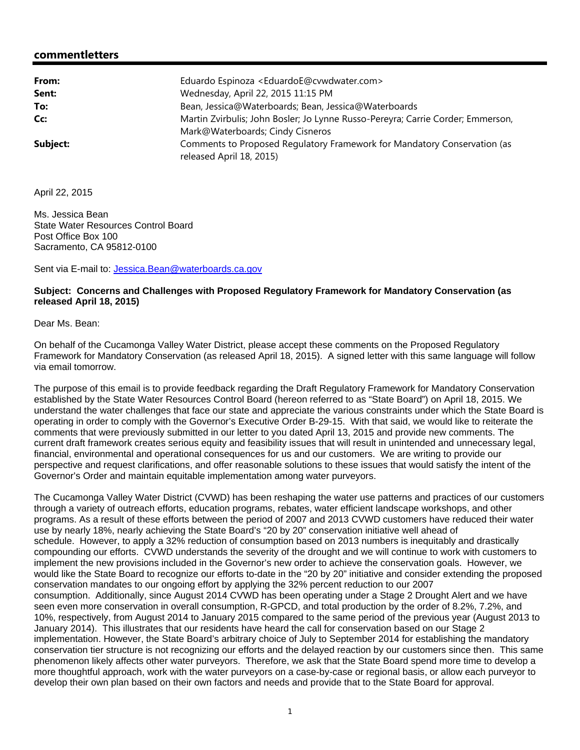## commentletters

| | |
|---|---|
| **From:** | Eduardo Espinoza <EduardoE@cvwdwater.com> |
| **Sent:** | Wednesday, April 22, 2015 11:15 PM |
| **To:** | Bean, Jessica@Waterboards; Bean, Jessica@Waterboards |
| **Cc:** | Martin Zvirbulis; John Bosler; Jo Lynne Russo-Pereyra; Carrie Corder; Emmerson, Mark@Waterboards; Cindy Cisneros |
| **Subject:** | Comments to Proposed Regulatory Framework for Mandatory Conservation (as released April 18, 2015) |

April 22, 2015

Ms. Jessica Bean
State Water Resources Control Board
Post Office Box 100
Sacramento, CA 95812-0100

Sent via E-mail to: Jessica.Bean@waterboards.ca.gov

**Subject: Concerns and Challenges with Proposed Regulatory Framework for Mandatory Conservation (as released April 18, 2015)**

Dear Ms. Bean:

On behalf of the Cucamonga Valley Water District, please accept these comments on the Proposed Regulatory Framework for Mandatory Conservation (as released April 18, 2015). A signed letter with this same language will follow via email tomorrow.

The purpose of this email is to provide feedback regarding the Draft Regulatory Framework for Mandatory Conservation established by the State Water Resources Control Board (hereon referred to as "State Board") on April 18, 2015. We understand the water challenges that face our state and appreciate the various constraints under which the State Board is operating in order to comply with the Governor's Executive Order B-29-15. With that said, we would like to reiterate the comments that were previously submitted in our letter to you dated April 13, 2015 and provide new comments. The current draft framework creates serious equity and feasibility issues that will result in unintended and unnecessary legal, financial, environmental and operational consequences for us and our customers. We are writing to provide our perspective and request clarifications, and offer reasonable solutions to these issues that would satisfy the intent of the Governor's Order and maintain equitable implementation among water purveyors.

The Cucamonga Valley Water District (CVWD) has been reshaping the water use patterns and practices of our customers through a variety of outreach efforts, education programs, rebates, water efficient landscape workshops, and other programs. As a result of these efforts between the period of 2007 and 2013 CVWD customers have reduced their water use by nearly 18%, nearly achieving the State Board's "20 by 20" conservation initiative well ahead of schedule. However, to apply a 32% reduction of consumption based on 2013 numbers is inequitably and drastically compounding our efforts. CVWD understands the severity of the drought and we will continue to work with customers to implement the new provisions included in the Governor's new order to achieve the conservation goals. However, we would like the State Board to recognize our efforts to-date in the "20 by 20" initiative and consider extending the proposed conservation mandates to our ongoing effort by applying the 32% percent reduction to our 2007 consumption. Additionally, since August 2014 CVWD has been operating under a Stage 2 Drought Alert and we have seen even more conservation in overall consumption, R-GPCD, and total production by the order of 8.2%, 7.2%, and 10%, respectively, from August 2014 to January 2015 compared to the same period of the previous year (August 2013 to January 2014). This illustrates that our residents have heard the call for conservation based on our Stage 2 implementation. However, the State Board's arbitrary choice of July to September 2014 for establishing the mandatory conservation tier structure is not recognizing our efforts and the delayed reaction by our customers since then. This same phenomenon likely affects other water purveyors. Therefore, we ask that the State Board spend more time to develop a more thoughtful approach, work with the water purveyors on a case-by-case or regional basis, or allow each purveyor to develop their own plan based on their own factors and needs and provide that to the State Board for approval.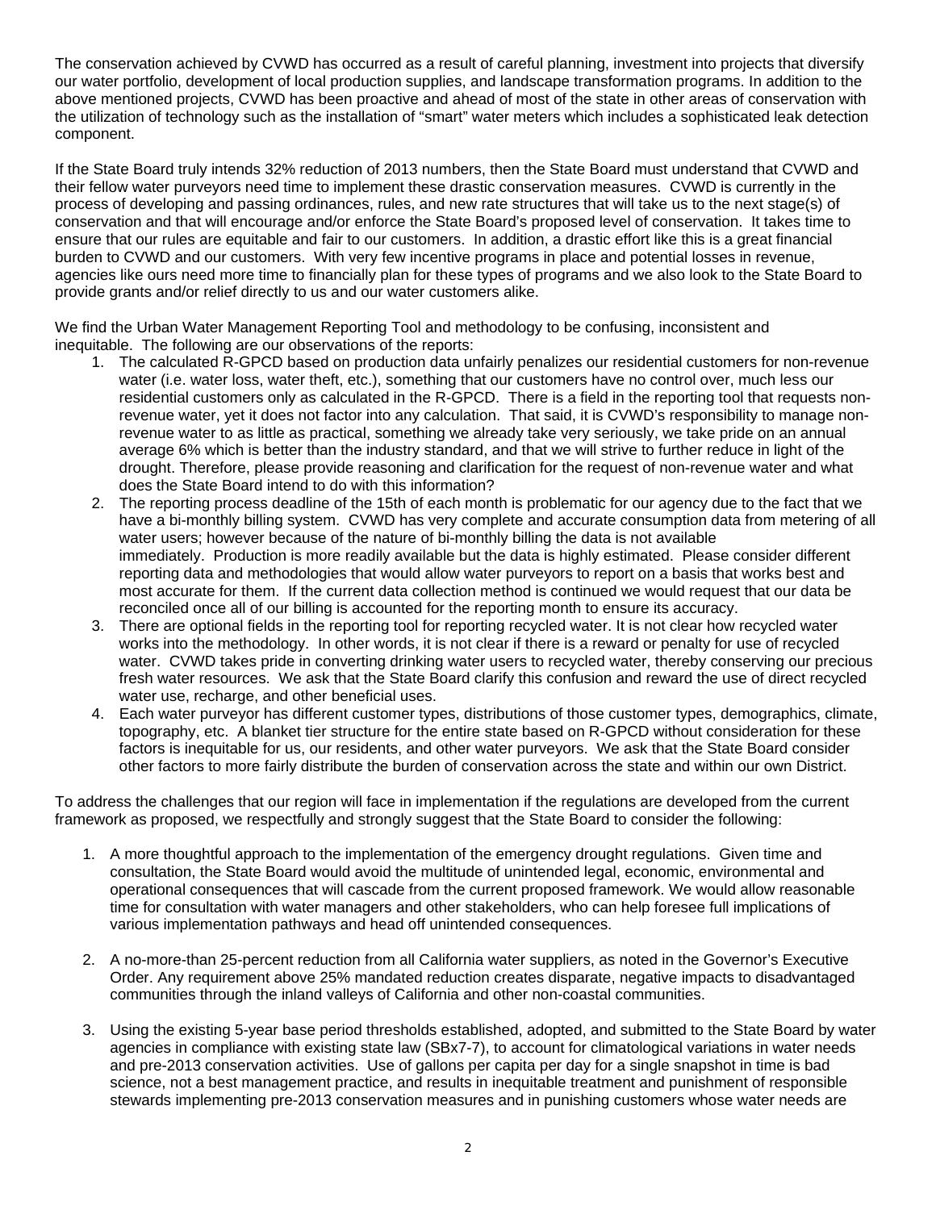The conservation achieved by CVWD has occurred as a result of careful planning, investment into projects that diversify our water portfolio, development of local production supplies, and landscape transformation programs. In addition to the above mentioned projects, CVWD has been proactive and ahead of most of the state in other areas of conservation with the utilization of technology such as the installation of "smart" water meters which includes a sophisticated leak detection component.

If the State Board truly intends 32% reduction of 2013 numbers, then the State Board must understand that CVWD and their fellow water purveyors need time to implement these drastic conservation measures. CVWD is currently in the process of developing and passing ordinances, rules, and new rate structures that will take us to the next stage(s) of conservation and that will encourage and/or enforce the State Board's proposed level of conservation. It takes time to ensure that our rules are equitable and fair to our customers. In addition, a drastic effort like this is a great financial burden to CVWD and our customers. With very few incentive programs in place and potential losses in revenue, agencies like ours need more time to financially plan for these types of programs and we also look to the State Board to provide grants and/or relief directly to us and our water customers alike.

We find the Urban Water Management Reporting Tool and methodology to be confusing, inconsistent and inequitable. The following are our observations of the reports:

1. The calculated R-GPCD based on production data unfairly penalizes our residential customers for non-revenue water (i.e. water loss, water theft, etc.), something that our customers have no control over, much less our residential customers only as calculated in the R-GPCD. There is a field in the reporting tool that requests non-revenue water, yet it does not factor into any calculation. That said, it is CVWD's responsibility to manage non-revenue water to as little as practical, something we already take very seriously, we take pride on an annual average 6% which is better than the industry standard, and that we will strive to further reduce in light of the drought. Therefore, please provide reasoning and clarification for the request of non-revenue water and what does the State Board intend to do with this information?
2. The reporting process deadline of the 15th of each month is problematic for our agency due to the fact that we have a bi-monthly billing system. CVWD has very complete and accurate consumption data from metering of all water users; however because of the nature of bi-monthly billing the data is not available immediately. Production is more readily available but the data is highly estimated. Please consider different reporting data and methodologies that would allow water purveyors to report on a basis that works best and most accurate for them. If the current data collection method is continued we would request that our data be reconciled once all of our billing is accounted for the reporting month to ensure its accuracy.
3. There are optional fields in the reporting tool for reporting recycled water. It is not clear how recycled water works into the methodology. In other words, it is not clear if there is a reward or penalty for use of recycled water. CVWD takes pride in converting drinking water users to recycled water, thereby conserving our precious fresh water resources. We ask that the State Board clarify this confusion and reward the use of direct recycled water use, recharge, and other beneficial uses.
4. Each water purveyor has different customer types, distributions of those customer types, demographics, climate, topography, etc. A blanket tier structure for the entire state based on R-GPCD without consideration for these factors is inequitable for us, our residents, and other water purveyors. We ask that the State Board consider other factors to more fairly distribute the burden of conservation across the state and within our own District.

To address the challenges that our region will face in implementation if the regulations are developed from the current framework as proposed, we respectfully and strongly suggest that the State Board to consider the following:

1. A more thoughtful approach to the implementation of the emergency drought regulations. Given time and consultation, the State Board would avoid the multitude of unintended legal, economic, environmental and operational consequences that will cascade from the current proposed framework. We would allow reasonable time for consultation with water managers and other stakeholders, who can help foresee full implications of various implementation pathways and head off unintended consequences.

2. A no-more-than 25-percent reduction from all California water suppliers, as noted in the Governor's Executive Order. Any requirement above 25% mandated reduction creates disparate, negative impacts to disadvantaged communities through the inland valleys of California and other non-coastal communities.

3. Using the existing 5-year base period thresholds established, adopted, and submitted to the State Board by water agencies in compliance with existing state law (SBx7-7), to account for climatological variations in water needs and pre-2013 conservation activities. Use of gallons per capita per day for a single snapshot in time is bad science, not a best management practice, and results in inequitable treatment and punishment of responsible stewards implementing pre-2013 conservation measures and in punishing customers whose water needs are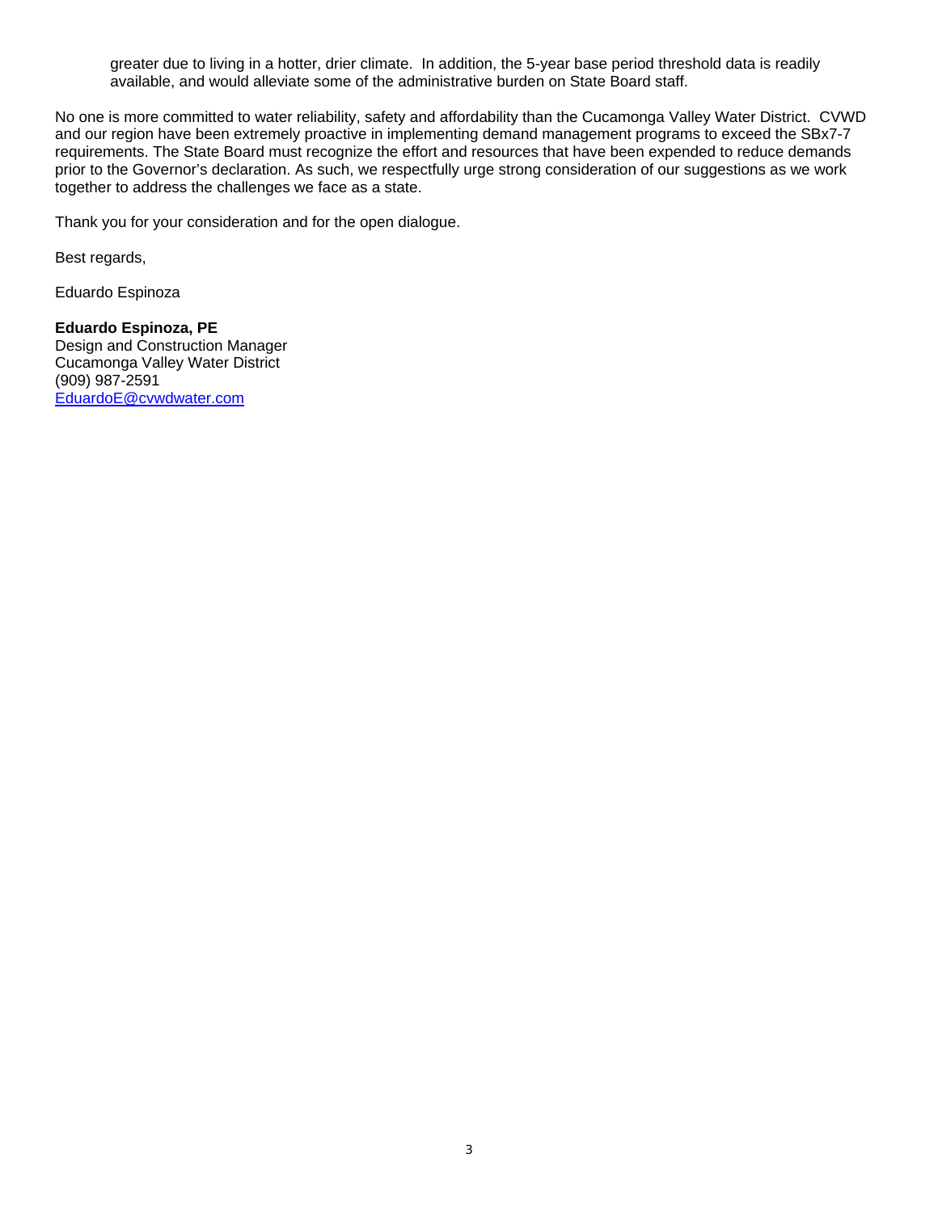greater due to living in a hotter, drier climate. In addition, the 5-year base period threshold data is readily available, and would alleviate some of the administrative burden on State Board staff.

No one is more committed to water reliability, safety and affordability than the Cucamonga Valley Water District. CVWD and our region have been extremely proactive in implementing demand management programs to exceed the SBx7-7 requirements. The State Board must recognize the effort and resources that have been expended to reduce demands prior to the Governor's declaration. As such, we respectfully urge strong consideration of our suggestions as we work together to address the challenges we face as a state.

Thank you for your consideration and for the open dialogue.

Best regards,

Eduardo Espinoza

**Eduardo Espinoza, PE**
Design and Construction Manager
Cucamonga Valley Water District
(909) 987-2591
EduardoE@cvwdwater.com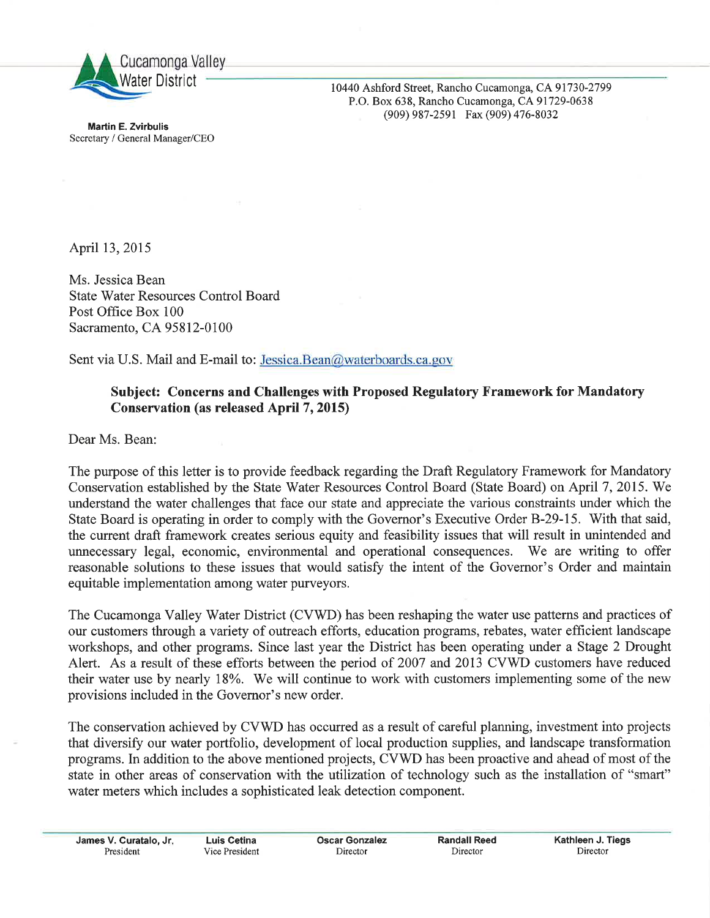Cucamonga Valley Water District

10440 Ashford Street, Rancho Cucamonga, CA 91730-2799
P.O. Box 638, Rancho Cucamonga, CA 91729-0638
(909) 987-2591 Fax (909) 476-8032

**Martin E. Zvirbulis**
Secretary / General Manager/CEO

April 13, 2015

Ms. Jessica Bean
State Water Resources Control Board
Post Office Box 100
Sacramento, CA 95812-0100

Sent via U.S. Mail and E-mail to: Jessica.Bean@waterboards.ca.gov

**Subject: Concerns and Challenges with Proposed Regulatory Framework for Mandatory Conservation (as released April 7, 2015)**

Dear Ms. Bean:

The purpose of this letter is to provide feedback regarding the Draft Regulatory Framework for Mandatory Conservation established by the State Water Resources Control Board (State Board) on April 7, 2015. We understand the water challenges that face our state and appreciate the various constraints under which the State Board is operating in order to comply with the Governor's Executive Order B-29-15. With that said, the current draft framework creates serious equity and feasibility issues that will result in unintended and unnecessary legal, economic, environmental and operational consequences. We are writing to offer reasonable solutions to these issues that would satisfy the intent of the Governor's Order and maintain equitable implementation among water purveyors.

The Cucamonga Valley Water District (CVWD) has been reshaping the water use patterns and practices of our customers through a variety of outreach efforts, education programs, rebates, water efficient landscape workshops, and other programs. Since last year the District has been operating under a Stage 2 Drought Alert. As a result of these efforts between the period of 2007 and 2013 CVWD customers have reduced their water use by nearly 18%. We will continue to work with customers implementing some of the new provisions included in the Governor's new order.

The conservation achieved by CVWD has occurred as a result of careful planning, investment into projects that diversify our water portfolio, development of local production supplies, and landscape transformation programs. In addition to the above mentioned projects, CVWD has been proactive and ahead of most of the state in other areas of conservation with the utilization of technology such as the installation of "smart" water meters which includes a sophisticated leak detection component.

| **James V. Curatalo, Jr.** | **Luis Cetina** | **Oscar Gonzalez** | **Randall Reed** | **Kathleen J. Tiegs** |
|---|---|---|---|---|
| President | Vice President | Director | Director | Director |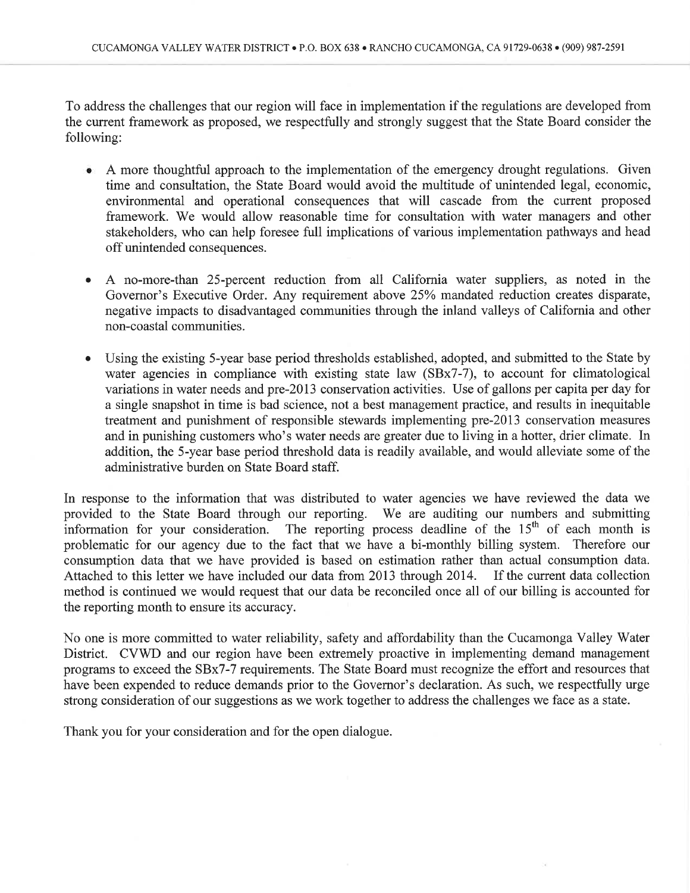To address the challenges that our region will face in implementation if the regulations are developed from the current framework as proposed, we respectfully and strongly suggest that the State Board consider the following:

- A more thoughtful approach to the implementation of the emergency drought regulations. Given time and consultation, the State Board would avoid the multitude of unintended legal, economic, environmental and operational consequences that will cascade from the current proposed framework. We would allow reasonable time for consultation with water managers and other stakeholders, who can help foresee full implications of various implementation pathways and head off unintended consequences.

- A no-more-than 25-percent reduction from all California water suppliers, as noted in the Governor's Executive Order. Any requirement above 25% mandated reduction creates disparate, negative impacts to disadvantaged communities through the inland valleys of California and other non-coastal communities.

- Using the existing 5-year base period thresholds established, adopted, and submitted to the State by water agencies in compliance with existing state law (SBx7-7), to account for climatological variations in water needs and pre-2013 conservation activities. Use of gallons per capita per day for a single snapshot in time is bad science, not a best management practice, and results in inequitable treatment and punishment of responsible stewards implementing pre-2013 conservation measures and in punishing customers who's water needs are greater due to living in a hotter, drier climate. In addition, the 5-year base period threshold data is readily available, and would alleviate some of the administrative burden on State Board staff.

In response to the information that was distributed to water agencies we have reviewed the data we provided to the State Board through our reporting. We are auditing our numbers and submitting information for your consideration. The reporting process deadline of the 15th of each month is problematic for our agency due to the fact that we have a bi-monthly billing system. Therefore our consumption data that we have provided is based on estimation rather than actual consumption data. Attached to this letter we have included our data from 2013 through 2014. If the current data collection method is continued we would request that our data be reconciled once all of our billing is accounted for the reporting month to ensure its accuracy.

No one is more committed to water reliability, safety and affordability than the Cucamonga Valley Water District. CVWD and our region have been extremely proactive in implementing demand management programs to exceed the SBx7-7 requirements. The State Board must recognize the effort and resources that have been expended to reduce demands prior to the Governor's declaration. As such, we respectfully urge strong consideration of our suggestions as we work together to address the challenges we face as a state.

Thank you for your consideration and for the open dialogue.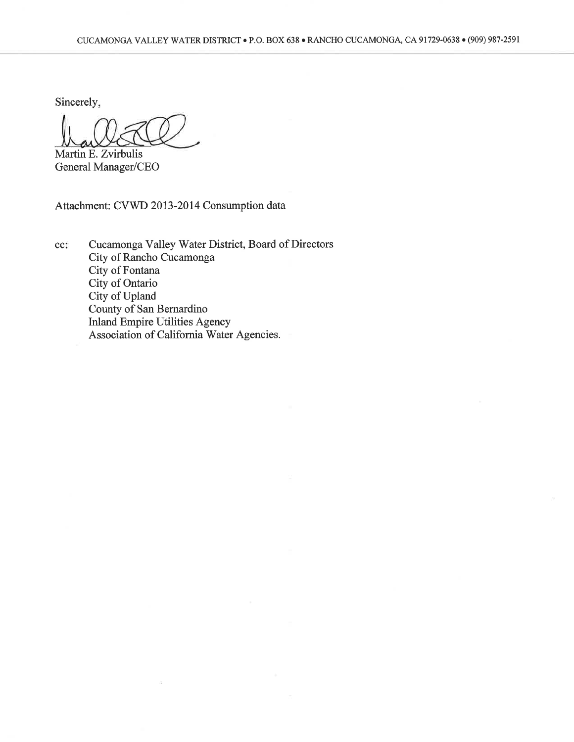Sincerely,

Martin E. Zvirbulis
General Manager/CEO

Attachment: CVWD 2013-2014 Consumption data

cc: Cucamonga Valley Water District, Board of Directors
City of Rancho Cucamonga
City of Fontana
City of Ontario
City of Upland
County of San Bernardino
Inland Empire Utilities Agency
Association of California Water Agencies.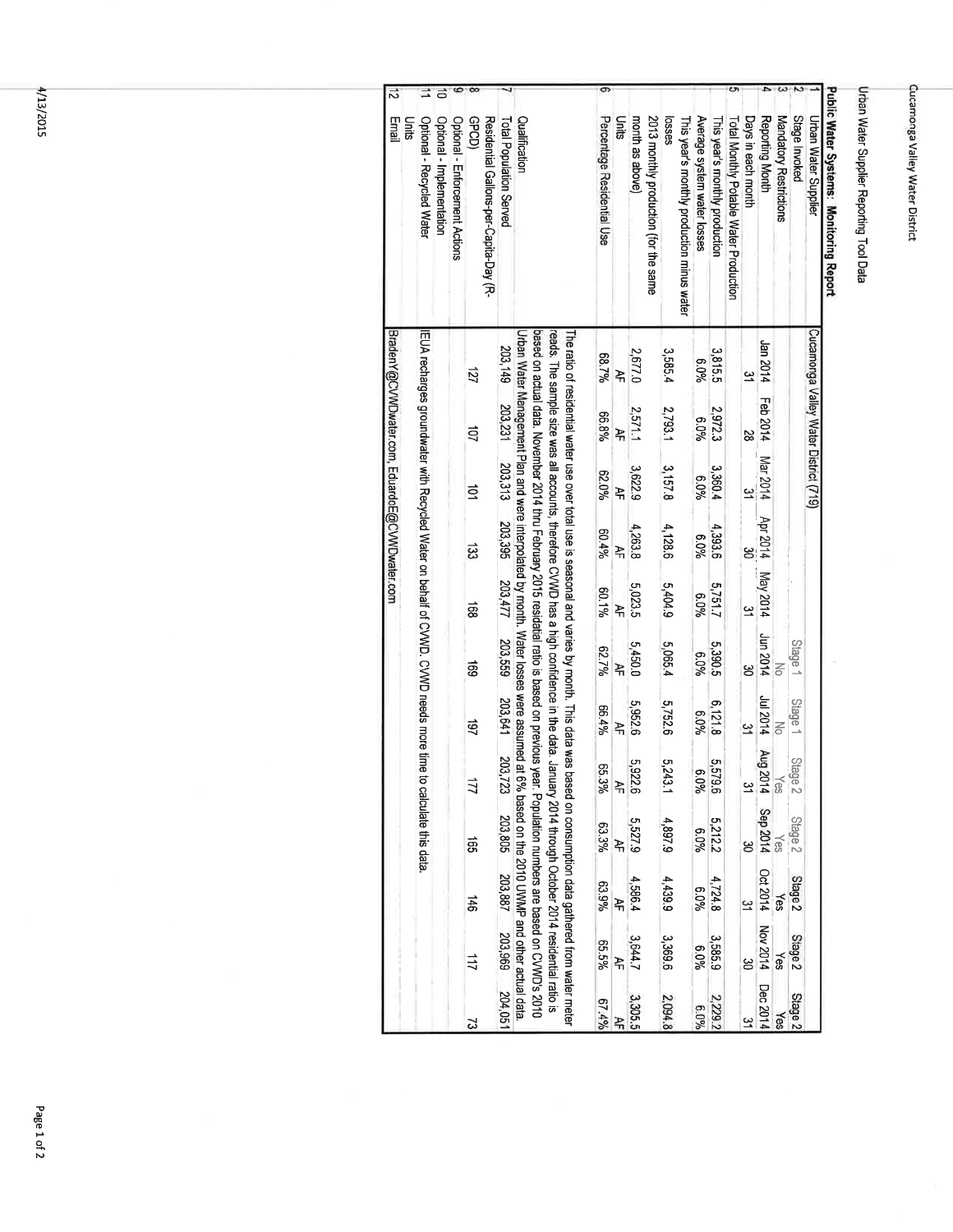Cucamonga Valley Water District

Urban Water Supplier Reporting Tool Data

**Public Water Systems: Monitoring Report**

| # | Item | | | | | | | | | | | | |
|---|---|---|---|---|---|---|---|---|---|---|---|---|---|
| 1 | Urban Water Supplier | Cucamonga Valley Water District (719) | | | | | | | | | | | |
| 2 | Stage Invoked | | | | | | Stage 1 | Stage 1 | Stage 2 | Stage 2 | Stage 2 | Stage 2 | Stage 2 |
| 3 | Mandatory Restrictions | | | | | | No | No | Yes | Yes | Yes | Yes | Yes |
| 4 | Reporting Month | Jan 2014 | Feb 2014 | Mar 2014 | Apr 2014 | May 2014 | Jun 2014 | Jul 2014 | Aug 2014 | Sep 2014 | Oct 2014 | Nov 2014 | Dec 2014 |
| | Days in each month | 31 | 28 | 31 | 30 | 31 | 30 | 31 | 31 | 30 | 31 | 30 | 31 |
| 5 | Total Monthly Potable Water Production | | | | | | | | | | | | |
| | This year's monthly production | 3,815.5 | 2,972.3 | 3,360.4 | 4,393.6 | 5,751.7 | 5,390.5 | 6,121.8 | 5,579.6 | 5,212.2 | 4,724.8 | 3,585.9 | 2,229.2 |
| | Average system water losses | 6.0% | 6.0% | 6.0% | 6.0% | 6.0% | 6.0% | 6.0% | 6.0% | 6.0% | 6.0% | 6.0% | 6.0% |
| | This year's monthly production minus water losses | 3,585.4 | 2,793.1 | 3,157.8 | 4,128.6 | 5,404.9 | 5,065.4 | 5,752.6 | 5,243.1 | 4,897.9 | 4,439.9 | 3,369.6 | 2,094.8 |
| | 2013 monthly production (for the same month as above) | 2,677.0 | 2,571.1 | 3,622.9 | 4,263.8 | 5,023.5 | 5,450.0 | 5,952.6 | 5,922.6 | 5,527.9 | 4,586.4 | 3,644.7 | 3,305.5 |
| | Units | AF | AF | AF | AF | AF | AF | AF | AF | AF | AF | AF | AF |
| 6 | Percentage Residential Use | 68.7% | 66.8% | 62.0% | 60.4% | 60.1% | 62.7% | 66.4% | 65.3% | 63.3% | 63.9% | 65.5% | 67.4% |
| | Qualification | The ratio of residential water use over total use is seasonal and varies by month. This data was based on consumption data gathered from water meter reads. The sample size was all accounts, therefore CVWD has a high confidence in the data. January 2014 through October 2014 residential ratio is based on actual data. November 2014 thru February 2015 residatial ratio is based on previous year. Population numbers are based on CVWD's 2010 Urban Water Management Plan and were interpolated by month. Water losses were assumed at 6% based on the 2010 UWMP and other actual data. | | | | | | | | | | | |
| 7 | Total Population Served | 203,149 | 203,231 | 203,313 | 203,395 | 203,477 | 203,559 | 203,641 | 203,723 | 203,805 | 203,887 | 203,969 | 204,051 |
| 8 | Residential Gallons-per-Capita-Day (R-GPCD) | 127 | 107 | 101 | 133 | 168 | 169 | 197 | 177 | 165 | 146 | 117 | 73 |
| 9 | Optional - Enforcement Actions | | | | | | | | | | | | |
| 10 | Optional - Implementation | | | | | | | | | | | | |
| 11 | Optional - Recycled Water | IEUA recharges groundwater with Recycled Water on behalf of CVWD. CVWD needs more time to calculate this data. | | | | | | | | | | | |
| | Units | | | | | | | | | | | | |
| 12 | Email | BradenY@CVWDwater.com, EduardoE@CVWDwater.com | | | | | | | | | | | |

4/13/2015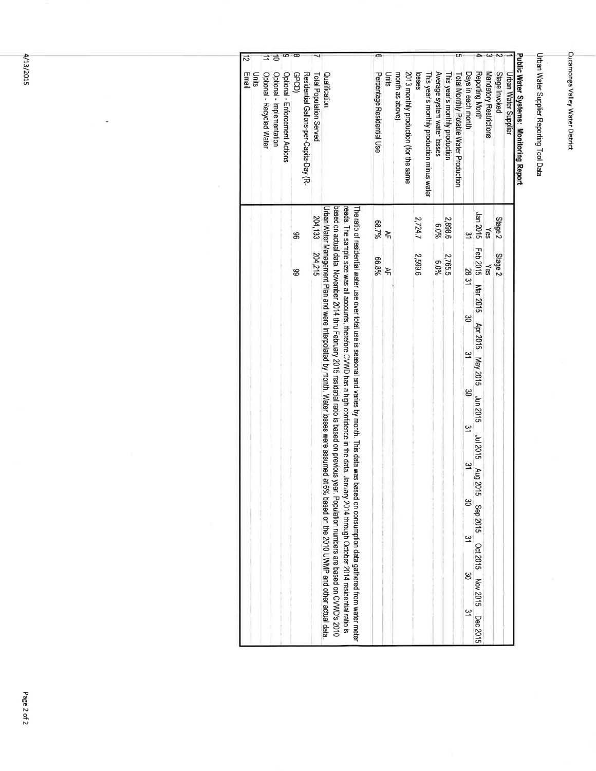Cucamonga Valley Water District

Urban Water Supplier Reporting Tool Data

**Public Water Systems: Monitoring Report**

| # | Item | Jan 2015 | Feb 2015 | Mar 2015 | Apr 2015 | May 2015 | Jun 2015 | Jul 2015 | Aug 2015 | Sep 2015 | Oct 2015 | Nov 2015 | Dec 2015 |
|---|---|---|---|---|---|---|---|---|---|---|---|---|---|
| 1 | Urban Water Supplier | | | | | | | | | | | | |
| 2 | Stage Invoked | Stage 2 | Stage 2 | | | | | | | | | | |
| 3 | Mandatory Restrictions | Yes | Yes | | | | | | | | | | |
| 4 | Reporting Month | Jan 2015 | Feb 2015 | Mar 2015 | Apr 2015 | May 2015 | Jun 2015 | Jul 2015 | Aug 2015 | Sep 2015 | Oct 2015 | Nov 2015 | Dec 2015 |
| | Days in each month | 31 | 28 | 31 | 30 | 31 | 30 | 31 | 31 | 30 | 31 | 30 | 31 |
| 5 | Total Monthly Potable Water Production | | | | | | | | | | | | |
| | This year's monthly production | 2,898.6 | 2,765.5 | | | | | | | | | | |
| | Average system water losses | 6.0% | 6.0% | | | | | | | | | | |
| | This year's monthly production minus water losses | 2,724.7 | 2,599.6 | | | | | | | | | | |
| | 2013 monthly production (for the same month as above) | | | | | | | | | | | | |
| | Units | AF | AF | | | | | | | | | | |
| 6 | Percentage Residential Use | 68.7% | 66.8% | | | | | | | | | | |
| | Qualification | The ratio of residential water use over total use is seasonal and varies by month. This data was based on consumption data gathered from water meter reads. The sample size was all accounts, therefore CVWD has a high confidence in the data. January 2014 through October 2014 residential ratio is based on actual data. November 2014 thru February 2015 residatial ratio is based on previous year. Population numbers are based on CVWD's 2010 Urban Water Management Plan and were interpolated by month. Water losses were assumed at 6% based on the 2010 UWMP and other actual data. | | | | | | | | | | | |
| 7 | Total Population Served | 204,133 | 204,215 | | | | | | | | | | |
| 8 | Residential Gallons-per-Capita-Day (R-GPCD) | 96 | 99 | | | | | | | | | | |
| 9 | Optional - Enforcement Actions | | | | | | | | | | | | |
| 10 | Optional - Implementation | | | | | | | | | | | | |
| 11 | Optional - Recycled Water | | | | | | | | | | | | |
| | Units | | | | | | | | | | | | |
| 12 | Email | | | | | | | | | | | | |

4/13/2015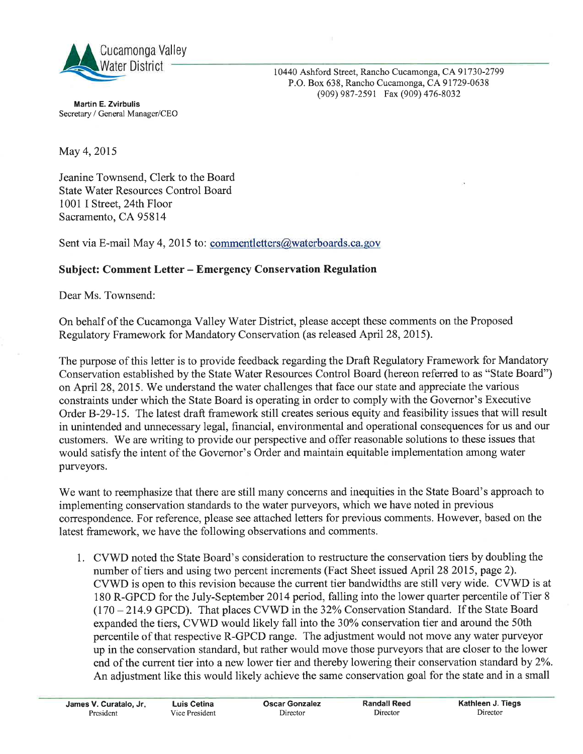Cucamonga Valley Water District

10440 Ashford Street, Rancho Cucamonga, CA 91730-2799
P.O. Box 638, Rancho Cucamonga, CA 91729-0638
(909) 987-2591 Fax (909) 476-8032

**Martin E. Zvirbulis**
Secretary / General Manager/CEO

May 4, 2015

Jeanine Townsend, Clerk to the Board
State Water Resources Control Board
1001 I Street, 24th Floor
Sacramento, CA 95814

Sent via E-mail May 4, 2015 to: commentletters@waterboards.ca.gov

**Subject: Comment Letter – Emergency Conservation Regulation**

Dear Ms. Townsend:

On behalf of the Cucamonga Valley Water District, please accept these comments on the Proposed Regulatory Framework for Mandatory Conservation (as released April 28, 2015).

The purpose of this letter is to provide feedback regarding the Draft Regulatory Framework for Mandatory Conservation established by the State Water Resources Control Board (hereon referred to as "State Board") on April 28, 2015. We understand the water challenges that face our state and appreciate the various constraints under which the State Board is operating in order to comply with the Governor's Executive Order B-29-15. The latest draft framework still creates serious equity and feasibility issues that will result in unintended and unnecessary legal, financial, environmental and operational consequences for us and our customers. We are writing to provide our perspective and offer reasonable solutions to these issues that would satisfy the intent of the Governor's Order and maintain equitable implementation among water purveyors.

We want to reemphasize that there are still many concerns and inequities in the State Board's approach to implementing conservation standards to the water purveyors, which we have noted in previous correspondence. For reference, please see attached letters for previous comments. However, based on the latest framework, we have the following observations and comments.

1. CVWD noted the State Board's consideration to restructure the conservation tiers by doubling the number of tiers and using two percent increments (Fact Sheet issued April 28 2015, page 2). CVWD is open to this revision because the current tier bandwidths are still very wide. CVWD is at 180 R-GPCD for the July-September 2014 period, falling into the lower quarter percentile of Tier 8 (170 – 214.9 GPCD). That places CVWD in the 32% Conservation Standard. If the State Board expanded the tiers, CVWD would likely fall into the 30% conservation tier and around the 50th percentile of that respective R-GPCD range. The adjustment would not move any water purveyor up in the conservation standard, but rather would move those purveyors that are closer to the lower end of the current tier into a new lower tier and thereby lowering their conservation standard by 2%. An adjustment like this would likely achieve the same conservation goal for the state and in a small

| James V. Curatalo, Jr. | Luis Cetina | Oscar Gonzalez | Randall Reed | Kathleen J. Tiegs |
|---|---|---|---|---|
| President | Vice President | Director | Director | Director |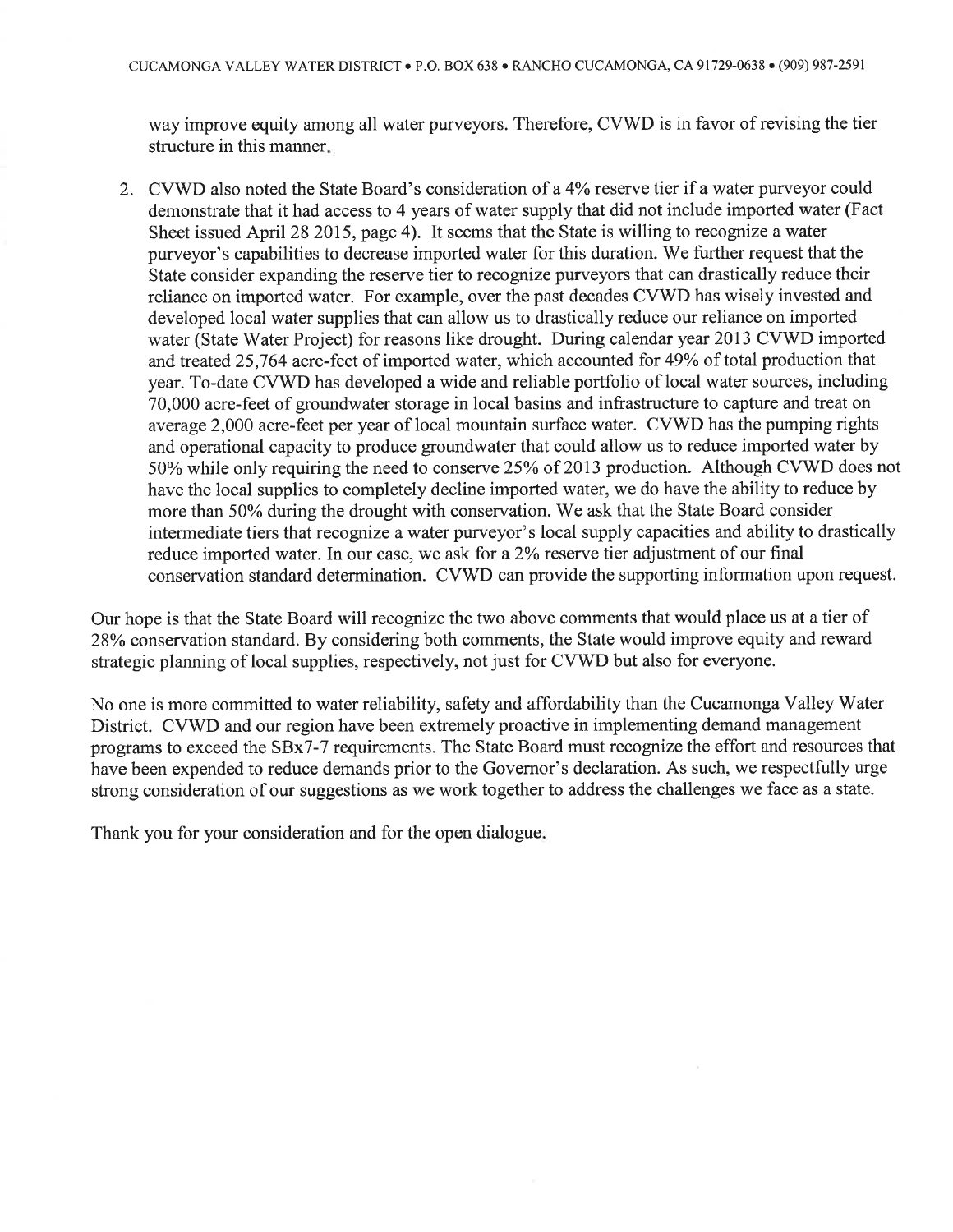way improve equity among all water purveyors. Therefore, CVWD is in favor of revising the tier structure in this manner.

2. CVWD also noted the State Board's consideration of a 4% reserve tier if a water purveyor could demonstrate that it had access to 4 years of water supply that did not include imported water (Fact Sheet issued April 28 2015, page 4). It seems that the State is willing to recognize a water purveyor's capabilities to decrease imported water for this duration. We further request that the State consider expanding the reserve tier to recognize purveyors that can drastically reduce their reliance on imported water. For example, over the past decades CVWD has wisely invested and developed local water supplies that can allow us to drastically reduce our reliance on imported water (State Water Project) for reasons like drought. During calendar year 2013 CVWD imported and treated 25,764 acre-feet of imported water, which accounted for 49% of total production that year. To-date CVWD has developed a wide and reliable portfolio of local water sources, including 70,000 acre-feet of groundwater storage in local basins and infrastructure to capture and treat on average 2,000 acre-feet per year of local mountain surface water. CVWD has the pumping rights and operational capacity to produce groundwater that could allow us to reduce imported water by 50% while only requiring the need to conserve 25% of 2013 production. Although CVWD does not have the local supplies to completely decline imported water, we do have the ability to reduce by more than 50% during the drought with conservation. We ask that the State Board consider intermediate tiers that recognize a water purveyor's local supply capacities and ability to drastically reduce imported water. In our case, we ask for a 2% reserve tier adjustment of our final conservation standard determination. CVWD can provide the supporting information upon request.

Our hope is that the State Board will recognize the two above comments that would place us at a tier of 28% conservation standard. By considering both comments, the State would improve equity and reward strategic planning of local supplies, respectively, not just for CVWD but also for everyone.

No one is more committed to water reliability, safety and affordability than the Cucamonga Valley Water District. CVWD and our region have been extremely proactive in implementing demand management programs to exceed the SBx7-7 requirements. The State Board must recognize the effort and resources that have been expended to reduce demands prior to the Governor's declaration. As such, we respectfully urge strong consideration of our suggestions as we work together to address the challenges we face as a state.

Thank you for your consideration and for the open dialogue.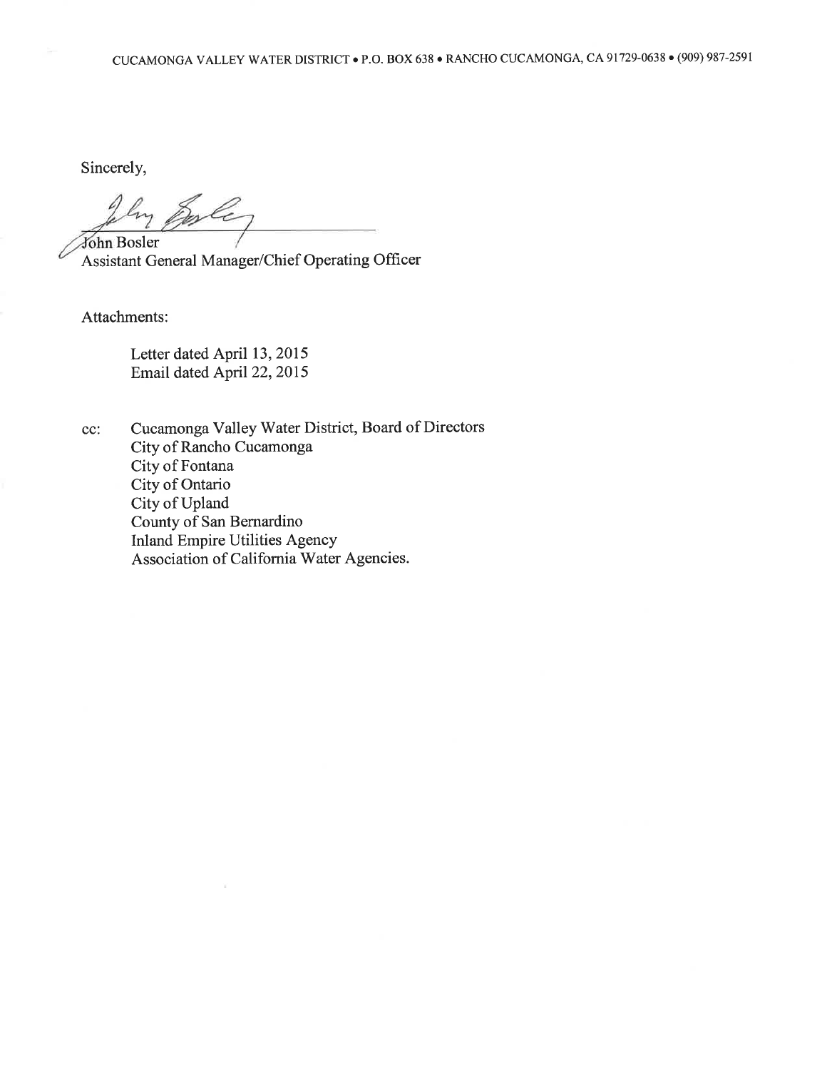Sincerely,

John Bosler
Assistant General Manager/Chief Operating Officer

Attachments:

Letter dated April 13, 2015
Email dated April 22, 2015

cc: Cucamonga Valley Water District, Board of Directors
City of Rancho Cucamonga
City of Fontana
City of Ontario
City of Upland
County of San Bernardino
Inland Empire Utilities Agency
Association of California Water Agencies.